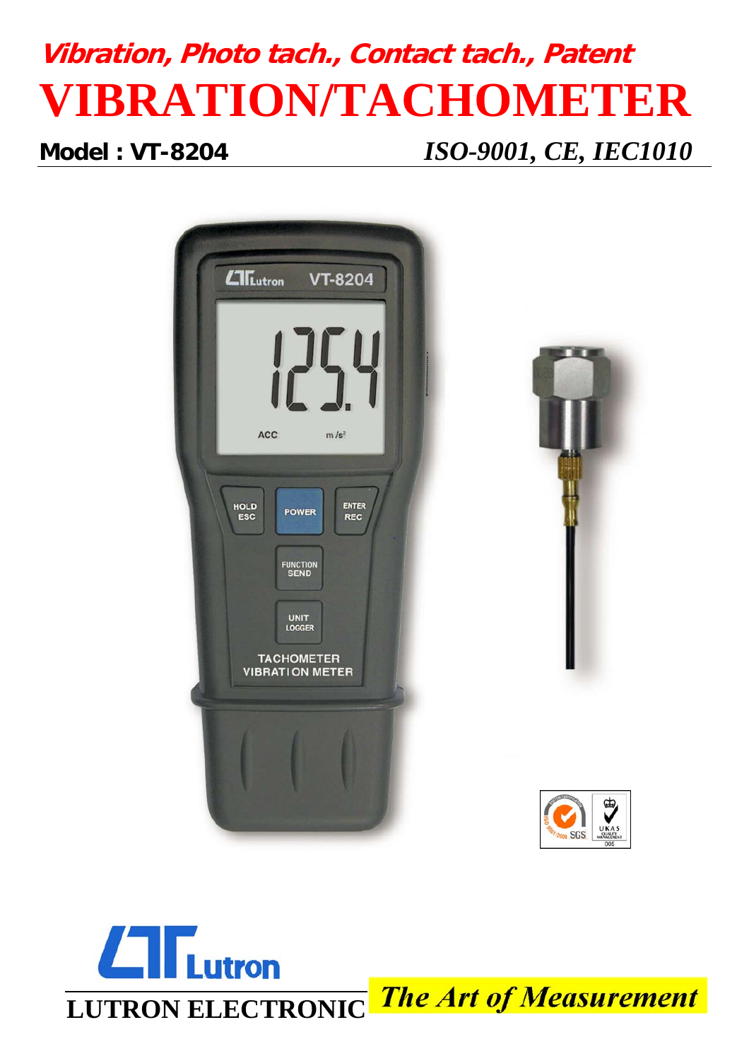**Vibration, Photo tach., Contact tach., Patent**

# VIBRATION/TACHOMETER

**Model : VT-8204** *ISO-9001, CE, IEC1010*

LUTRON ELECTRONIC

*The Art of Measurement*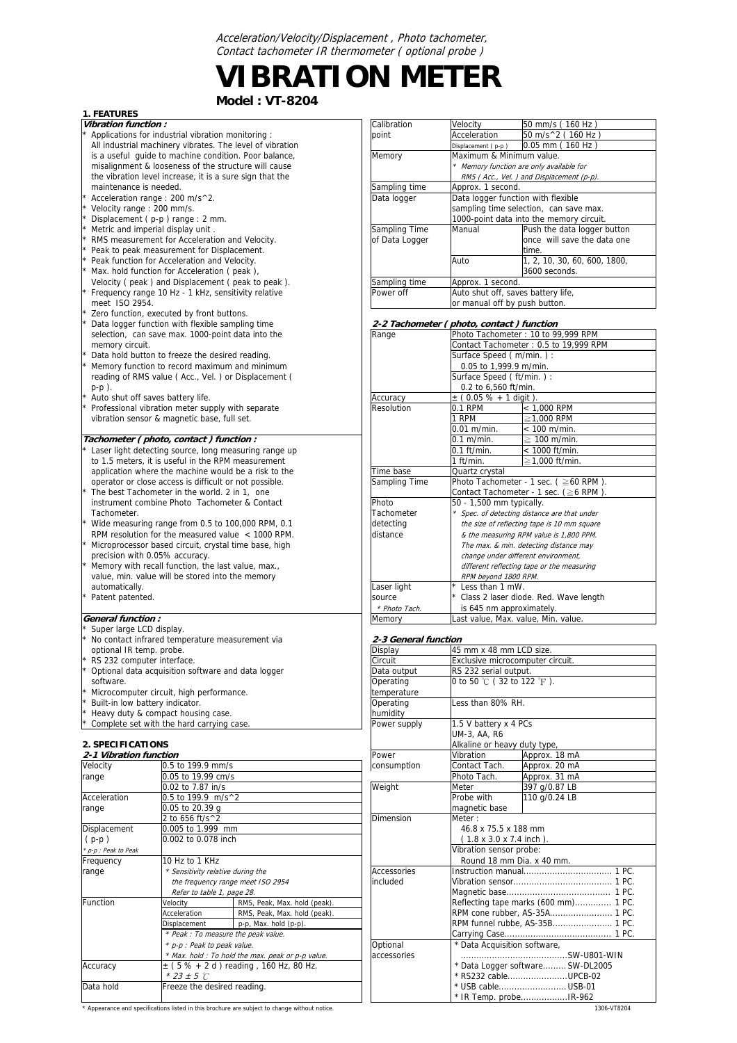Acceleration/Velocity/Displacement , Photo tachometer, Contact tachometer IR thermometer ( optional probe )

# VIBRATION METER

## Model : VT-8204

### 1. FEATURES

**Vibration function :**

* Applications for industrial vibration monitoring : All industrial machinery vibrates. The level of vibration is a useful guide to machine condition. Poor balance, misalignment & looseness of the structure will cause the vibration level increase, it is a sure sign that the maintenance is needed.
* Acceleration range : 200 m/s^2.
* Velocity range : 200 mm/s.
* Displacement ( p-p ) range : 2 mm.
* Metric and imperial display unit .
* RMS measurement for Acceleration and Velocity.
* Peak to peak measurement for Displacement.
* Peak function for Acceleration and Velocity.
* Max. hold function for Acceleration ( peak ), Velocity ( peak ) and Displacement ( peak to peak ).
* Frequency range 10 Hz - 1 kHz, sensitivity relative meet ISO 2954.
* Zero function, executed by front buttons.
* Data logger function with flexible sampling time selection, can save max. 1000-point data into the memory circuit.
* Data hold button to freeze the desired reading.
* Memory function to record maximum and minimum reading of RMS value ( Acc., Vel. ) or Displacement ( p-p ).
* Auto shut off saves battery life.
* Professional vibration meter supply with separate vibration sensor & magnetic base, full set.

**Tachometer ( photo, contact ) function :**

* Laser light detecting source, long measuring range up to 1.5 meters, it is useful in the RPM measurement application where the machine would be a risk to the operator or close access is difficult or not possible.
* The best Tachometer in the world. 2 in 1, one instrument combine Photo Tachometer & Contact Tachometer.
* Wide measuring range from 0.5 to 100,000 RPM, 0.1 RPM resolution for the measured value < 1000 RPM.
* Microprocessor based circuit, crystal time base, high precision with 0.05% accuracy.
* Memory with recall function, the last value, max., value, min. value will be stored into the memory automatically.
* Patent patented.

**General function :**

* Super large LCD display.
* No contact infrared temperature measurement via optional IR temp. probe.
* RS 232 computer interface.
* Optional data acquisition software and data logger software.
* Microcomputer circuit, high performance.
* Built-in low battery indicator.
* Heavy duty & compact housing case.
* Complete set with the hard carrying case.

### 2. SPECIFICATIONS

**2-1 Vibration function**

| | | |
|---|---|---|
| Velocity range | 0.5 to 199.9 mm/s | |
| | 0.05 to 19.99 cm/s | |
| | 0.02 to 7.87 in/s | |
| Acceleration range | 0.5 to 199.9 m/s^2 | |
| | 0.05 to 20.39 g | |
| | 2 to 656 ft/s^2 | |
| Displacement ( p-p ) *p-p : Peak to Peak | 0.005 to 1.999 mm | |
| | 0.002 to 0.078 inch | |
| Frequency range | 10 Hz to 1 KHz * Sensitivity relative during the the frequency range meet ISO 2954 Refer to table 1, page 28. | |
| Function | Velocity | RMS, Peak, Max. hold (peak). |
| | Acceleration | RMS, Peak, Max. hold (peak). |
| | Displacement | p-p, Max. hold (p-p). |
| | * Peak : To measure the peak value. * p-p : Peak to peak value. * Max. hold : To hold the max. peak or p-p value. | |
| Accuracy | ± ( 5 % + 2 d ) reading , 160 Hz, 80 Hz. * 23 ± 5 ℃ | |
| Data hold | Freeze the desired reading. | |
| Calibration point | Velocity | 50 mm/s ( 160 Hz ) |
| | Acceleration | 50 m/s^2 ( 160 Hz ) |
| | Displacement ( p-p ) | 0.05 mm ( 160 Hz ) |
| Memory | Maximum & Minimum value. * Memory function are only available for RMS ( Acc., Vel. ) and Displacement (p-p). | |
| Sampling time | Approx. 1 second. | |
| Data logger | Data logger function with flexible sampling time selection, can save max. 1000-point data into the memory circuit. | |
| Sampling Time of Data Logger | Manual | Push the data logger button once will save the data one time. |
| | Auto | 1, 2, 10, 30, 60, 600, 1800, 3600 seconds. |
| Sampling time | Approx. 1 second. | |
| Power off | Auto shut off, saves battery life, or manual off by push button. | |

**2-2 Tachometer ( photo, contact ) function**

| | | |
|---|---|---|
| Range | Photo Tachometer : 10 to 99,999 RPM | |
| | Contact Tachometer : 0.5 to 19,999 RPM | |
| | Surface Speed ( m/min. ) : 0.05 to 1,999.9 m/min. | |
| | Surface Speed ( ft/min. ) : 0.2 to 6,560 ft/min. | |
| Accuracy | ± ( 0.05 % + 1 digit ). | |
| Resolution | 0.1 RPM | < 1,000 RPM |
| | 1 RPM | ≧1,000 RPM |
| | 0.01 m/min. | < 100 m/min. |
| | 0.1 m/min. | ≧ 100 m/min. |
| | 0.1 ft/min. | < 1000 ft/min. |
| | 1 ft/min. | ≧1,000 ft/min. |
| Time base | Quartz crystal | |
| Sampling Time | Photo Tachometer - 1 sec. ( ≧60 RPM ). | |
| | Contact Tachometer - 1 sec. (≧6 RPM ). | |
| Photo Tachometer detecting distance | 50 - 1,500 mm typically. * Spec. of detecting distance are that under the size of reflecting tape is 10 mm square & the measuring RPM value is 1,800 PPM. The max. & min. detecting distance may change under different environment, different reflecting tape or the measuring RPM beyond 1800 RPM. | |
| Laser light source * Photo Tach. | * Less than 1 mW. * Class 2 laser diode. Red. Wave length is 645 nm approximately. | |
| Memory | Last value, Max. value, Min. value. | |

**2-3 General function**

| | | |
|---|---|---|
| Display | 45 mm x 48 mm LCD size. | |
| Circuit | Exclusive microcomputer circuit. | |
| Data output | RS 232 serial output. | |
| Operating temperature | 0 to 50 ℃ ( 32 to 122 ℉ ). | |
| Operating humidity | Less than 80% RH. | |
| Power supply | 1.5 V battery x 4 PCs UM-3, AA, R6 Alkaline or heavy duty type, | |
| Power consumption | Vibration | Approx. 18 mA |
| | Contact Tach. | Approx. 20 mA |
| | Photo Tach. | Approx. 31 mA |
| Weight | Meter | 397 g/0.87 LB |
| | Probe with magnetic base | 110 g/0.24 LB |
| Dimension | Meter : 46.8 x 75.5 x 188 mm ( 1.8 x 3.0 x 7.4 inch ). | |
| | Vibration sensor probe: Round 18 mm Dia. x 40 mm. | |
| Accessories included | Instruction manual.................................. 1 PC. | |
| | Vibration sensor...................................... 1 PC. | |
| | Magnetic base........................................ 1 PC. | |
| | Reflecting tape marks (600 mm)............... 1 PC. | |
| | RPM cone rubber, AS-35A........................ 1 PC. | |
| | RPM funnel rubbe, AS-35B....................... 1 PC. | |
| | Carrying Case......................................... 1 PC. | |
| Optional accessories | * Data Acquisition software, .........................................SW-U801-WIN | |
| | * Data Logger software......... SW-DL2005 | |
| | * RS232 cable.......................UPCB-02 | |
| | * USB cable..........................USB-01 | |
| | * IR Temp. probe..................IR-962 | |

* Appearance and specifications listed in this brochure are subject to change without notice.

1306-VT8204